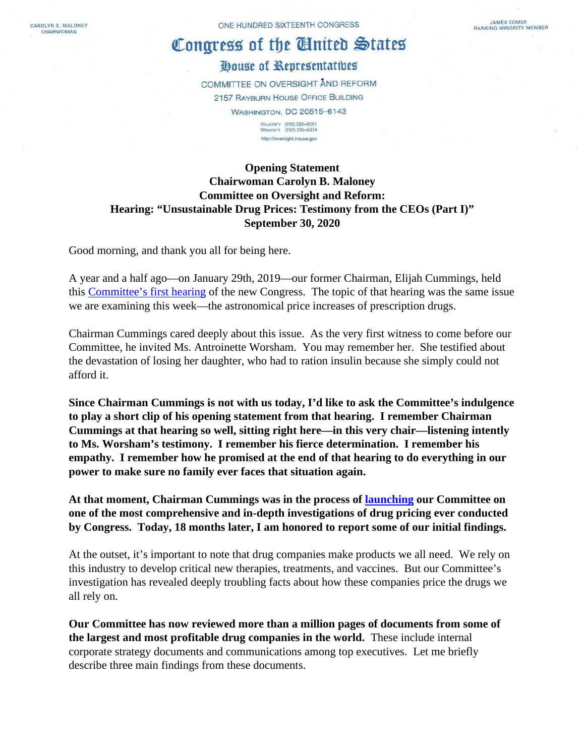CAROLYN B. MALONEY
CHAIRWOMAN

ONE HUNDRED SIXTEENTH CONGRESS

JAMES COMER
RANKING MINORITY MEMBER

# Congress of the United States

## House of Representatives

COMMITTEE ON OVERSIGHT AND REFORM
2157 RAYBURN HOUSE OFFICE BUILDING
WASHINGTON, DC 20515–6143

MAJORITY (202) 225–5051
MINORITY (202) 225–5074
http://oversight.house.gov

**Opening Statement**
**Chairwoman Carolyn B. Maloney**
**Committee on Oversight and Reform:**
**Hearing: "Unsustainable Drug Prices: Testimony from the CEOs (Part I)"**
**September 30, 2020**

Good morning, and thank you all for being here.

A year and a half ago—on January 29th, 2019—our former Chairman, Elijah Cummings, held this Committee's first hearing of the new Congress. The topic of that hearing was the same issue we are examining this week—the astronomical price increases of prescription drugs.

Chairman Cummings cared deeply about this issue. As the very first witness to come before our Committee, he invited Ms. Antroinette Worsham. You may remember her. She testified about the devastation of losing her daughter, who had to ration insulin because she simply could not afford it.

**Since Chairman Cummings is not with us today, I'd like to ask the Committee's indulgence to play a short clip of his opening statement from that hearing. I remember Chairman Cummings at that hearing so well, sitting right here—in this very chair—listening intently to Ms. Worsham's testimony. I remember his fierce determination. I remember his empathy. I remember how he promised at the end of that hearing to do everything in our power to make sure no family ever faces that situation again.**

**At that moment, Chairman Cummings was in the process of launching our Committee on one of the most comprehensive and in-depth investigations of drug pricing ever conducted by Congress. Today, 18 months later, I am honored to report some of our initial findings.**

At the outset, it's important to note that drug companies make products we all need. We rely on this industry to develop critical new therapies, treatments, and vaccines. But our Committee's investigation has revealed deeply troubling facts about how these companies price the drugs we all rely on.

**Our Committee has now reviewed more than a million pages of documents from some of the largest and most profitable drug companies in the world.** These include internal corporate strategy documents and communications among top executives. Let me briefly describe three main findings from these documents.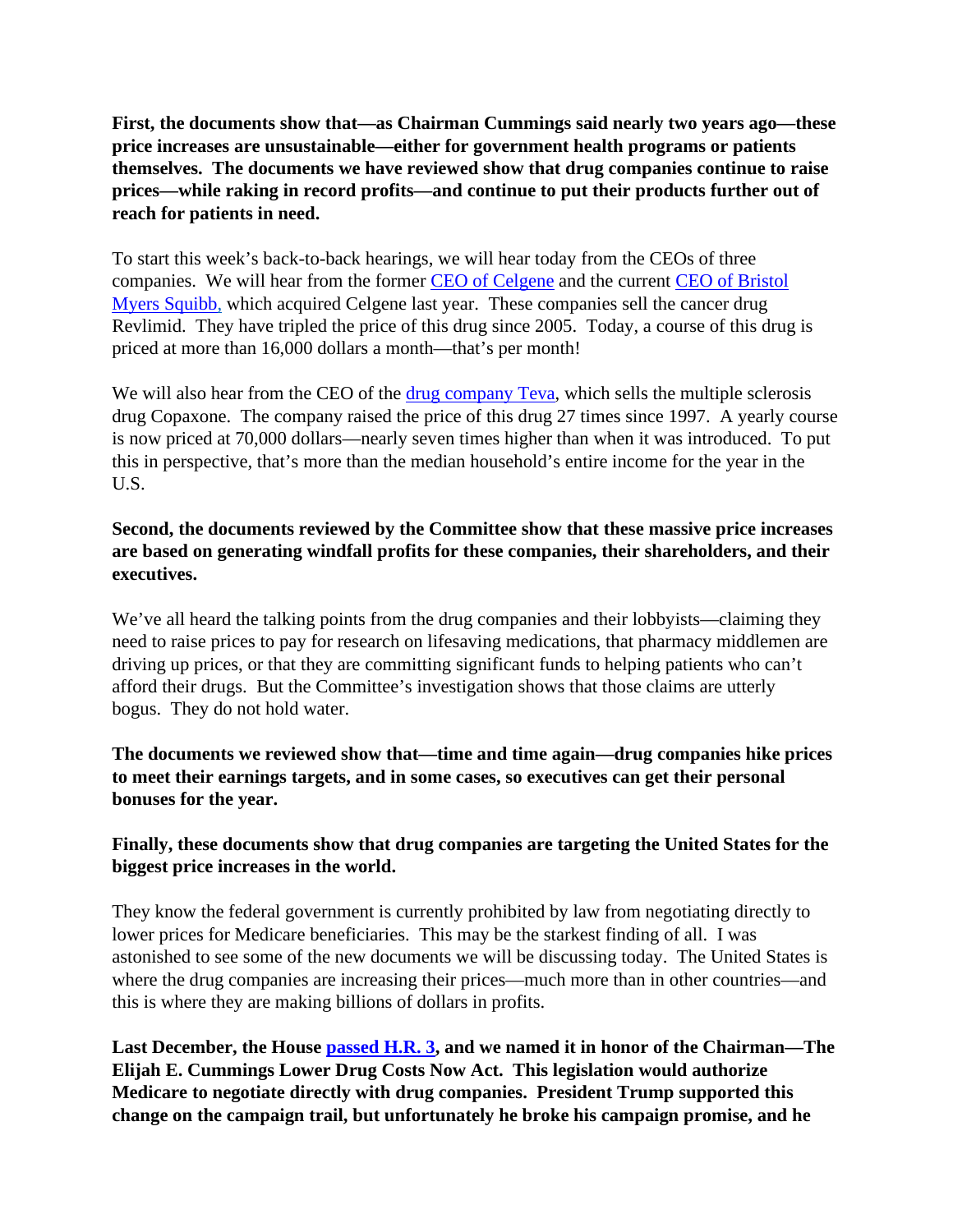**First, the documents show that—as Chairman Cummings said nearly two years ago—these price increases are unsustainable—either for government health programs or patients themselves. The documents we have reviewed show that drug companies continue to raise prices—while raking in record profits—and continue to put their products further out of reach for patients in need.**

To start this week's back-to-back hearings, we will hear today from the CEOs of three companies. We will hear from the former CEO of Celgene and the current CEO of Bristol Myers Squibb, which acquired Celgene last year. These companies sell the cancer drug Revlimid. They have tripled the price of this drug since 2005. Today, a course of this drug is priced at more than 16,000 dollars a month—that's per month!

We will also hear from the CEO of the drug company Teva, which sells the multiple sclerosis drug Copaxone. The company raised the price of this drug 27 times since 1997. A yearly course is now priced at 70,000 dollars—nearly seven times higher than when it was introduced. To put this in perspective, that's more than the median household's entire income for the year in the U.S.

**Second, the documents reviewed by the Committee show that these massive price increases are based on generating windfall profits for these companies, their shareholders, and their executives.**

We've all heard the talking points from the drug companies and their lobbyists—claiming they need to raise prices to pay for research on lifesaving medications, that pharmacy middlemen are driving up prices, or that they are committing significant funds to helping patients who can't afford their drugs. But the Committee's investigation shows that those claims are utterly bogus. They do not hold water.

**The documents we reviewed show that—time and time again—drug companies hike prices to meet their earnings targets, and in some cases, so executives can get their personal bonuses for the year.**

**Finally, these documents show that drug companies are targeting the United States for the biggest price increases in the world.**

They know the federal government is currently prohibited by law from negotiating directly to lower prices for Medicare beneficiaries. This may be the starkest finding of all. I was astonished to see some of the new documents we will be discussing today. The United States is where the drug companies are increasing their prices—much more than in other countries—and this is where they are making billions of dollars in profits.

**Last December, the House passed H.R. 3, and we named it in honor of the Chairman—The Elijah E. Cummings Lower Drug Costs Now Act. This legislation would authorize Medicare to negotiate directly with drug companies. President Trump supported this change on the campaign trail, but unfortunately he broke his campaign promise, and he**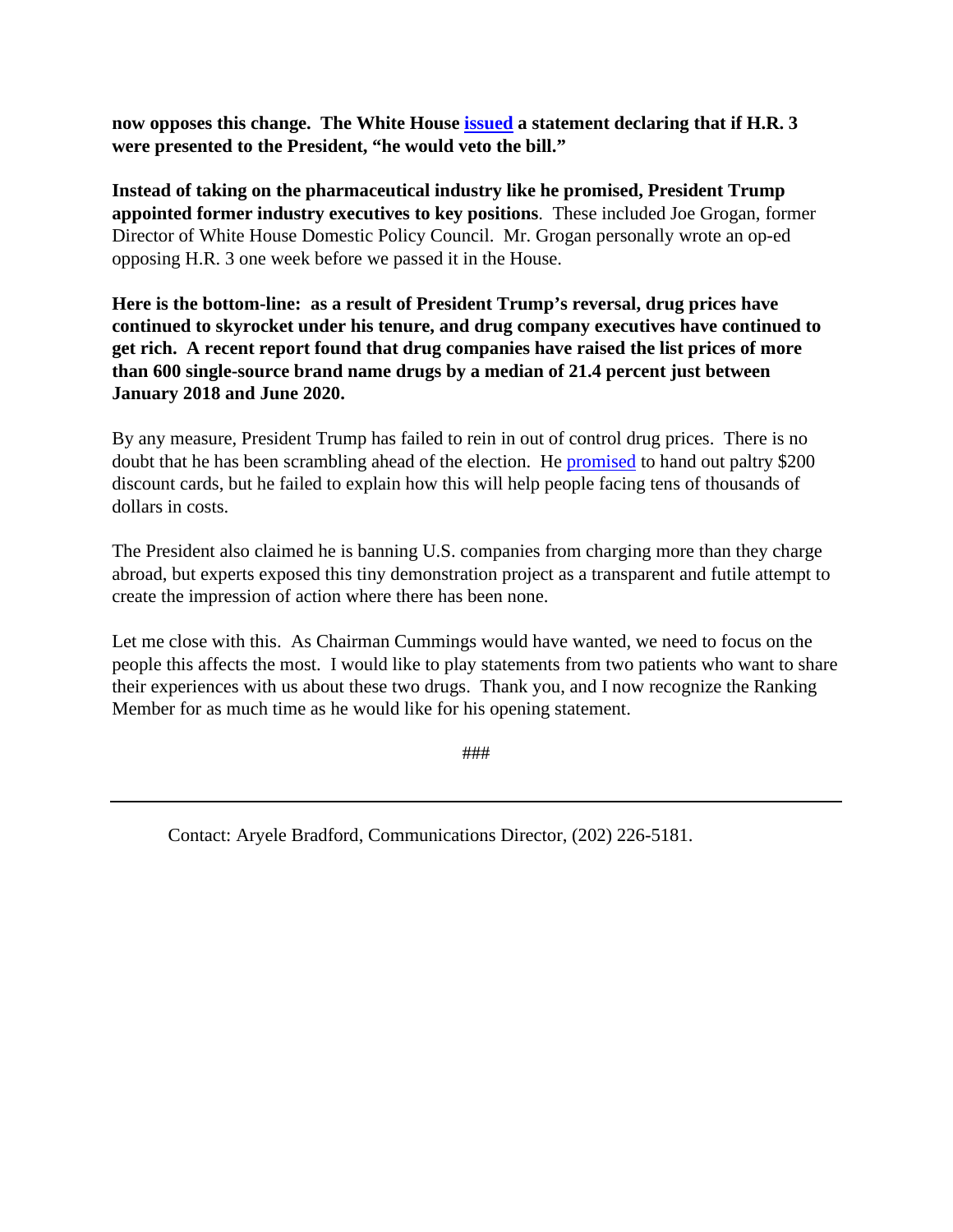**now opposes this change. The White House issued a statement declaring that if H.R. 3 were presented to the President, "he would veto the bill."**

**Instead of taking on the pharmaceutical industry like he promised, President Trump appointed former industry executives to key positions**. These included Joe Grogan, former Director of White House Domestic Policy Council. Mr. Grogan personally wrote an op-ed opposing H.R. 3 one week before we passed it in the House.

**Here is the bottom-line: as a result of President Trump's reversal, drug prices have continued to skyrocket under his tenure, and drug company executives have continued to get rich. A recent report found that drug companies have raised the list prices of more than 600 single-source brand name drugs by a median of 21.4 percent just between January 2018 and June 2020.**

By any measure, President Trump has failed to rein in out of control drug prices. There is no doubt that he has been scrambling ahead of the election. He promised to hand out paltry $200 discount cards, but he failed to explain how this will help people facing tens of thousands of dollars in costs.

The President also claimed he is banning U.S. companies from charging more than they charge abroad, but experts exposed this tiny demonstration project as a transparent and futile attempt to create the impression of action where there has been none.

Let me close with this. As Chairman Cummings would have wanted, we need to focus on the people this affects the most. I would like to play statements from two patients who want to share their experiences with us about these two drugs. Thank you, and I now recognize the Ranking Member for as much time as he would like for his opening statement.

###

---

Contact: Aryele Bradford, Communications Director, (202) 226-5181.